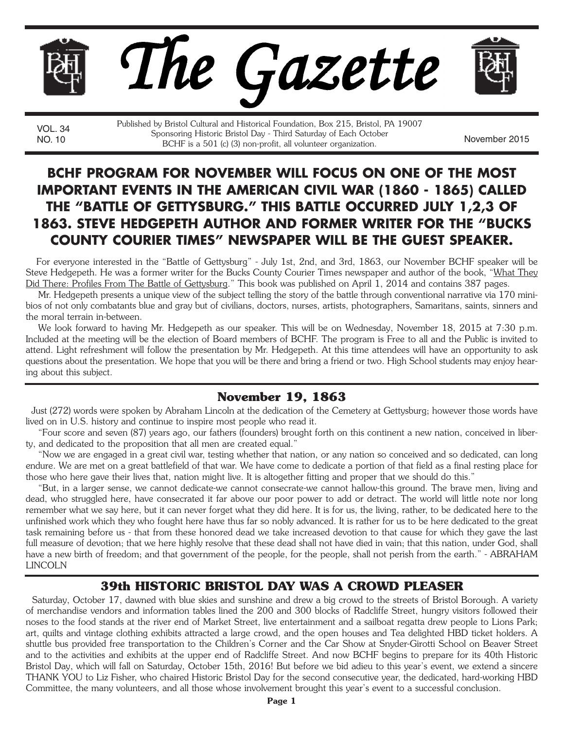# The Gazette

VOL. 34
NO. 10

Published by Bristol Cultural and Historical Foundation, Box 215, Bristol, PA 19007
Sponsoring Historic Bristol Day - Third Saturday of Each October
BCHF is a 501 (c) (3) non-profit, all volunteer organization.

November 2015

## BCHF PROGRAM FOR NOVEMBER WILL FOCUS ON ONE OF THE MOST IMPORTANT EVENTS IN THE AMERICAN CIVIL WAR (1860 - 1865) CALLED THE "BATTLE OF GETTYSBURG." THIS BATTLE OCCURRED JULY 1,2,3 OF 1863. STEVE HEDGEPETH AUTHOR AND FORMER WRITER FOR THE "BUCKS COUNTY COURIER TIMES" NEWSPAPER WILL BE THE GUEST SPEAKER.

For everyone interested in the "Battle of Gettysburg" - July 1st, 2nd, and 3rd, 1863, our November BCHF speaker will be Steve Hedgepeth. He was a former writer for the Bucks County Courier Times newspaper and author of the book, "What They Did There: Profiles From The Battle of Gettysburg." This book was published on April 1, 2014 and contains 387 pages.

Mr. Hedgepeth presents a unique view of the subject telling the story of the battle through conventional narrative via 170 mini-bios of not only combatants blue and gray but of civilians, doctors, nurses, artists, photographers, Samaritans, saints, sinners and the moral terrain in-between.

We look forward to having Mr. Hedgepeth as our speaker. This will be on Wednesday, November 18, 2015 at 7:30 p.m. Included at the meeting will be the election of Board members of BCHF. The program is Free to all and the Public is invited to attend. Light refreshment will follow the presentation by Mr. Hedgepeth. At this time attendees will have an opportunity to ask questions about the presentation. We hope that you will be there and bring a friend or two. High School students may enjoy hearing about this subject.

## November 19, 1863

Just (272) words were spoken by Abraham Lincoln at the dedication of the Cemetery at Gettysburg; however those words have lived on in U.S. history and continue to inspire most people who read it.

"Four score and seven (87) years ago, our fathers (founders) brought forth on this continent a new nation, conceived in liberty, and dedicated to the proposition that all men are created equal."

"Now we are engaged in a great civil war, testing whether that nation, or any nation so conceived and so dedicated, can long endure. We are met on a great battlefield of that war. We have come to dedicate a portion of that field as a final resting place for those who here gave their lives that, nation might live. It is altogether fitting and proper that we should do this."

"But, in a larger sense, we cannot dedicate-we cannot consecrate-we cannot hallow-this ground. The brave men, living and dead, who struggled here, have consecrated it far above our poor power to add or detract. The world will little note nor long remember what we say here, but it can never forget what they did here. It is for us, the living, rather, to be dedicated here to the unfinished work which they who fought here have thus far so nobly advanced. It is rather for us to be here dedicated to the great task remaining before us - that from these honored dead we take increased devotion to that cause for which they gave the last full measure of devotion; that we here highly resolve that these dead shall not have died in vain; that this nation, under God, shall have a new birth of freedom; and that government of the people, for the people, shall not perish from the earth." - ABRAHAM LINCOLN

## 39th HISTORIC BRISTOL DAY WAS A CROWD PLEASER

Saturday, October 17, dawned with blue skies and sunshine and drew a big crowd to the streets of Bristol Borough. A variety of merchandise vendors and information tables lined the 200 and 300 blocks of Radcliffe Street, hungry visitors followed their noses to the food stands at the river end of Market Street, live entertainment and a sailboat regatta drew people to Lions Park; art, quilts and vintage clothing exhibits attracted a large crowd, and the open houses and Tea delighted HBD ticket holders. A shuttle bus provided free transportation to the Children's Corner and the Car Show at Snyder-Girotti School on Beaver Street and to the activities and exhibits at the upper end of Radcliffe Street. And now BCHF begins to prepare for its 40th Historic Bristol Day, which will fall on Saturday, October 15th, 2016! But before we bid adieu to this year's event, we extend a sincere THANK YOU to Liz Fisher, who chaired Historic Bristol Day for the second consecutive year, the dedicated, hard-working HBD Committee, the many volunteers, and all those whose involvement brought this year's event to a successful conclusion.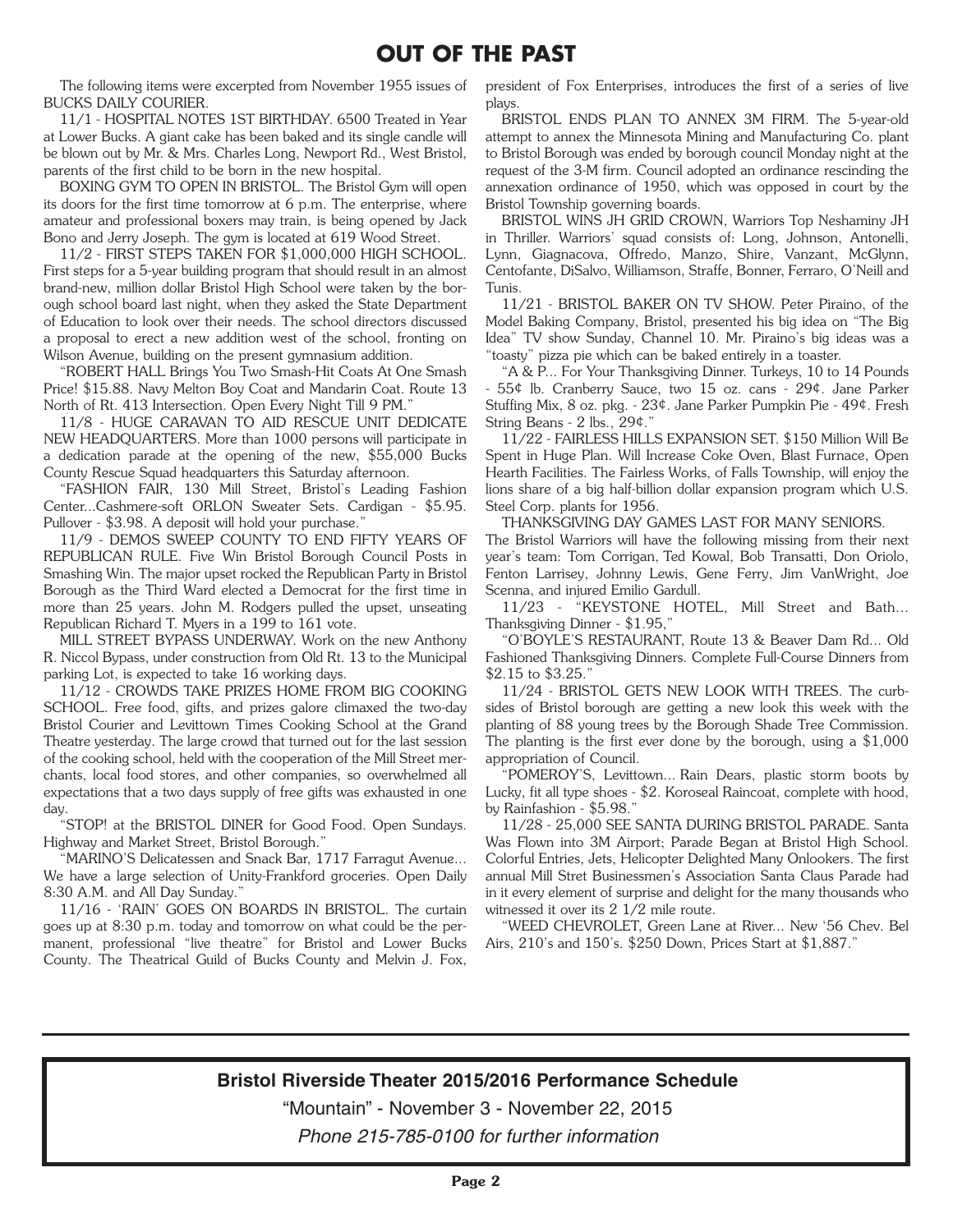# OUT OF THE PAST

The following items were excerpted from November 1955 issues of BUCKS DAILY COURIER.

11/1 - HOSPITAL NOTES 1ST BIRTHDAY. 6500 Treated in Year at Lower Bucks. A giant cake has been baked and its single candle will be blown out by Mr. & Mrs. Charles Long, Newport Rd., West Bristol, parents of the first child to be born in the new hospital.

BOXING GYM TO OPEN IN BRISTOL. The Bristol Gym will open its doors for the first time tomorrow at 6 p.m. The enterprise, where amateur and professional boxers may train, is being opened by Jack Bono and Jerry Joseph. The gym is located at 619 Wood Street.

11/2 - FIRST STEPS TAKEN FOR $1,000,000 HIGH SCHOOL. First steps for a 5-year building program that should result in an almost brand-new, million dollar Bristol High School were taken by the borough school board last night, when they asked the State Department of Education to look over their needs. The school directors discussed a proposal to erect a new addition west of the school, fronting on Wilson Avenue, building on the present gymnasium addition.

"ROBERT HALL Brings You Two Smash-Hit Coats At One Smash Price! $15.88. Navy Melton Boy Coat and Mandarin Coat. Route 13 North of Rt. 413 Intersection. Open Every Night Till 9 PM."

11/8 - HUGE CARAVAN TO AID RESCUE UNIT DEDICATE NEW HEADQUARTERS. More than 1000 persons will participate in a dedication parade at the opening of the new, $55,000 Bucks County Rescue Squad headquarters this Saturday afternoon.

"FASHION FAIR, 130 Mill Street, Bristol's Leading Fashion Center...Cashmere-soft ORLON Sweater Sets. Cardigan - $5.95. Pullover - $3.98. A deposit will hold your purchase."

11/9 - DEMOS SWEEP COUNTY TO END FIFTY YEARS OF REPUBLICAN RULE. Five Win Bristol Borough Council Posts in Smashing Win. The major upset rocked the Republican Party in Bristol Borough as the Third Ward elected a Democrat for the first time in more than 25 years. John M. Rodgers pulled the upset, unseating Republican Richard T. Myers in a 199 to 161 vote.

MILL STREET BYPASS UNDERWAY. Work on the new Anthony R. Niccol Bypass, under construction from Old Rt. 13 to the Municipal parking Lot, is expected to take 16 working days.

11/12 - CROWDS TAKE PRIZES HOME FROM BIG COOKING SCHOOL. Free food, gifts, and prizes galore climaxed the two-day Bristol Courier and Levittown Times Cooking School at the Grand Theatre yesterday. The large crowd that turned out for the last session of the cooking school, held with the cooperation of the Mill Street merchants, local food stores, and other companies, so overwhelmed all expectations that a two days supply of free gifts was exhausted in one day.

"STOP! at the BRISTOL DINER for Good Food. Open Sundays. Highway and Market Street, Bristol Borough."

"MARINO'S Delicatessen and Snack Bar, 1717 Farragut Avenue... We have a large selection of Unity-Frankford groceries. Open Daily 8:30 A.M. and All Day Sunday."

11/16 - 'RAIN' GOES ON BOARDS IN BRISTOL. The curtain goes up at 8:30 p.m. today and tomorrow on what could be the permanent, professional "live theatre" for Bristol and Lower Bucks County. The Theatrical Guild of Bucks County and Melvin J. Fox, president of Fox Enterprises, introduces the first of a series of live plays.

BRISTOL ENDS PLAN TO ANNEX 3M FIRM. The 5-year-old attempt to annex the Minnesota Mining and Manufacturing Co. plant to Bristol Borough was ended by borough council Monday night at the request of the 3-M firm. Council adopted an ordinance rescinding the annexation ordinance of 1950, which was opposed in court by the Bristol Township governing boards.

BRISTOL WINS JH GRID CROWN, Warriors Top Neshaminy JH in Thriller. Warriors' squad consists of: Long, Johnson, Antonelli, Lynn, Giagnacova, Offredo, Manzo, Shire, Vanzant, McGlynn, Centofante, DiSalvo, Williamson, Straffe, Bonner, Ferraro, O'Neill and Tunis.

11/21 - BRISTOL BAKER ON TV SHOW. Peter Piraino, of the Model Baking Company, Bristol, presented his big idea on "The Big Idea" TV show Sunday, Channel 10. Mr. Piraino's big ideas was a "toasty" pizza pie which can be baked entirely in a toaster.

"A & P... For Your Thanksgiving Dinner. Turkeys, 10 to 14 Pounds - 55¢ lb. Cranberry Sauce, two 15 oz. cans - 29¢. Jane Parker Stuffing Mix, 8 oz. pkg. - 23¢. Jane Parker Pumpkin Pie - 49¢. Fresh String Beans - 2 lbs., 29¢."

11/22 - FAIRLESS HILLS EXPANSION SET. $150 Million Will Be Spent in Huge Plan. Will Increase Coke Oven, Blast Furnace, Open Hearth Facilities. The Fairless Works, of Falls Township, will enjoy the lions share of a big half-billion dollar expansion program which U.S. Steel Corp. plants for 1956.

THANKSGIVING DAY GAMES LAST FOR MANY SENIORS. The Bristol Warriors will have the following missing from their next year's team: Tom Corrigan, Ted Kowal, Bob Transatti, Don Oriolo, Fenton Larrisey, Johnny Lewis, Gene Ferry, Jim VanWright, Joe Scenna, and injured Emilio Gardull.

11/23 - "KEYSTONE HOTEL, Mill Street and Bath... Thanksgiving Dinner - $1.95,"

"O'BOYLE'S RESTAURANT, Route 13 & Beaver Dam Rd... Old Fashioned Thanksgiving Dinners. Complete Full-Course Dinners from $2.15 to $3.25."

11/24 - BRISTOL GETS NEW LOOK WITH TREES. The curbsides of Bristol borough are getting a new look this week with the planting of 88 young trees by the Borough Shade Tree Commission. The planting is the first ever done by the borough, using a $1,000 appropriation of Council.

"POMEROY'S, Levittown... Rain Dears, plastic storm boots by Lucky, fit all type shoes - $2. Koroseal Raincoat, complete with hood, by Rainfashion - $5.98."

11/28 - 25,000 SEE SANTA DURING BRISTOL PARADE. Santa Was Flown into 3M Airport; Parade Began at Bristol High School. Colorful Entries, Jets, Helicopter Delighted Many Onlookers. The first annual Mill Stret Businessmen's Association Santa Claus Parade had in it every element of surprise and delight for the many thousands who witnessed it over its 2 1/2 mile route.

"WEED CHEVROLET, Green Lane at River... New '56 Chev. Bel Airs, 210's and 150's. $250 Down, Prices Start at $1,887."

---

**Bristol Riverside Theater 2015/2016 Performance Schedule**

"Mountain" - November 3 - November 22, 2015

*Phone 215-785-0100 for further information*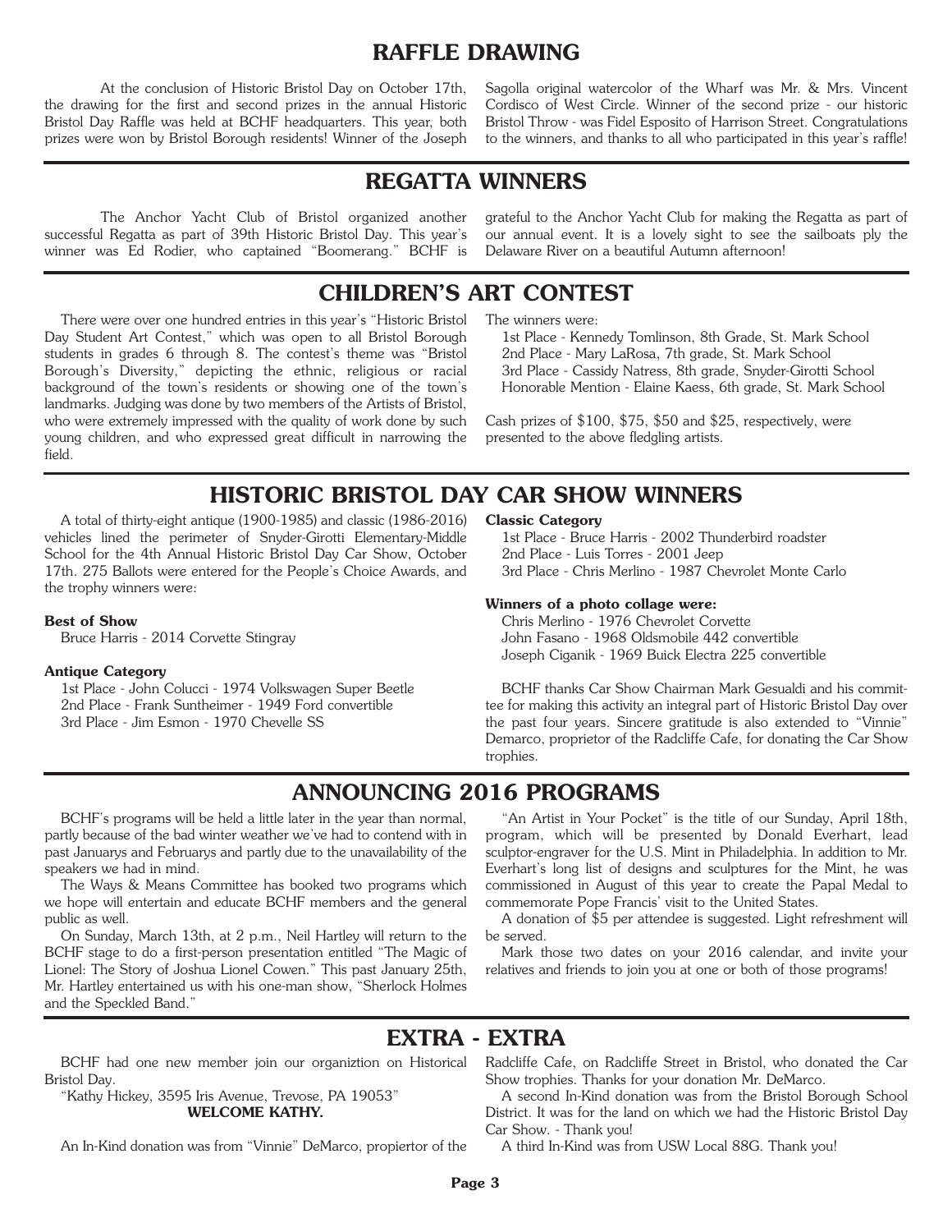## RAFFLE DRAWING

At the conclusion of Historic Bristol Day on October 17th, the drawing for the first and second prizes in the annual Historic Bristol Day Raffle was held at BCHF headquarters. This year, both prizes were won by Bristol Borough residents! Winner of the Joseph Sagolla original watercolor of the Wharf was Mr. & Mrs. Vincent Cordisco of West Circle. Winner of the second prize - our historic Bristol Throw - was Fidel Esposito of Harrison Street. Congratulations to the winners, and thanks to all who participated in this year's raffle!

## REGATTA WINNERS

The Anchor Yacht Club of Bristol organized another successful Regatta as part of 39th Historic Bristol Day. This year's winner was Ed Rodier, who captained "Boomerang." BCHF is grateful to the Anchor Yacht Club for making the Regatta as part of our annual event. It is a lovely sight to see the sailboats ply the Delaware River on a beautiful Autumn afternoon!

## CHILDREN'S ART CONTEST

There were over one hundred entries in this year's "Historic Bristol Day Student Art Contest," which was open to all Bristol Borough students in grades 6 through 8. The contest's theme was "Bristol Borough's Diversity," depicting the ethnic, religious or racial background of the town's residents or showing one of the town's landmarks. Judging was done by two members of the Artists of Bristol, who were extremely impressed with the quality of work done by such young children, and who expressed great difficult in narrowing the field.

The winners were:

1st Place - Kennedy Tomlinson, 8th Grade, St. Mark School
2nd Place - Mary LaRosa, 7th grade, St. Mark School
3rd Place - Cassidy Natress, 8th grade, Snyder-Girotti School
Honorable Mention - Elaine Kaess, 6th grade, St. Mark School

Cash prizes of $100, $75, $50 and $25, respectively, were presented to the above fledgling artists.

## HISTORIC BRISTOL DAY CAR SHOW WINNERS

A total of thirty-eight antique (1900-1985) and classic (1986-2016) vehicles lined the perimeter of Snyder-Girotti Elementary-Middle School for the 4th Annual Historic Bristol Day Car Show, October 17th. 275 Ballots were entered for the People's Choice Awards, and the trophy winners were:

**Best of Show**
Bruce Harris - 2014 Corvette Stingray

**Antique Category**
1st Place - John Colucci - 1974 Volkswagen Super Beetle
2nd Place - Frank Suntheimer - 1949 Ford convertible
3rd Place - Jim Esmon - 1970 Chevelle SS

**Classic Category**
1st Place - Bruce Harris - 2002 Thunderbird roadster
2nd Place - Luis Torres - 2001 Jeep
3rd Place - Chris Merlino - 1987 Chevrolet Monte Carlo

**Winners of a photo collage were:**
Chris Merlino - 1976 Chevrolet Corvette
John Fasano - 1968 Oldsmobile 442 convertible
Joseph Ciganik - 1969 Buick Electra 225 convertible

BCHF thanks Car Show Chairman Mark Gesualdi and his committee for making this activity an integral part of Historic Bristol Day over the past four years. Sincere gratitude is also extended to "Vinnie" Demarco, proprietor of the Radcliffe Cafe, for donating the Car Show trophies.

## ANNOUNCING 2016 PROGRAMS

BCHF's programs will be held a little later in the year than normal, partly because of the bad winter weather we've had to contend with in past Januarys and Februarys and partly due to the unavailability of the speakers we had in mind.

The Ways & Means Committee has booked two programs which we hope will entertain and educate BCHF members and the general public as well.

On Sunday, March 13th, at 2 p.m., Neil Hartley will return to the BCHF stage to do a first-person presentation entitled "The Magic of Lionel: The Story of Joshua Lionel Cowen." This past January 25th, Mr. Hartley entertained us with his one-man show, "Sherlock Holmes and the Speckled Band."

"An Artist in Your Pocket" is the title of our Sunday, April 18th, program, which will be presented by Donald Everhart, lead sculptor-engraver for the U.S. Mint in Philadelphia. In addition to Mr. Everhart's long list of designs and sculptures for the Mint, he was commissioned in August of this year to create the Papal Medal to commemorate Pope Francis' visit to the United States.

A donation of $5 per attendee is suggested. Light refreshment will be served.

Mark those two dates on your 2016 calendar, and invite your relatives and friends to join you at one or both of those programs!

## EXTRA - EXTRA

BCHF had one new member join our organiztion on Historical Bristol Day.

"Kathy Hickey, 3595 Iris Avenue, Trevose, PA 19053"
**WELCOME KATHY.**

An In-Kind donation was from "Vinnie" DeMarco, propiertor of the Radcliffe Cafe, on Radcliffe Street in Bristol, who donated the Car Show trophies. Thanks for your donation Mr. DeMarco.

A second In-Kind donation was from the Bristol Borough School District. It was for the land on which we had the Historic Bristol Day Car Show. - Thank you!

A third In-Kind was from USW Local 88G. Thank you!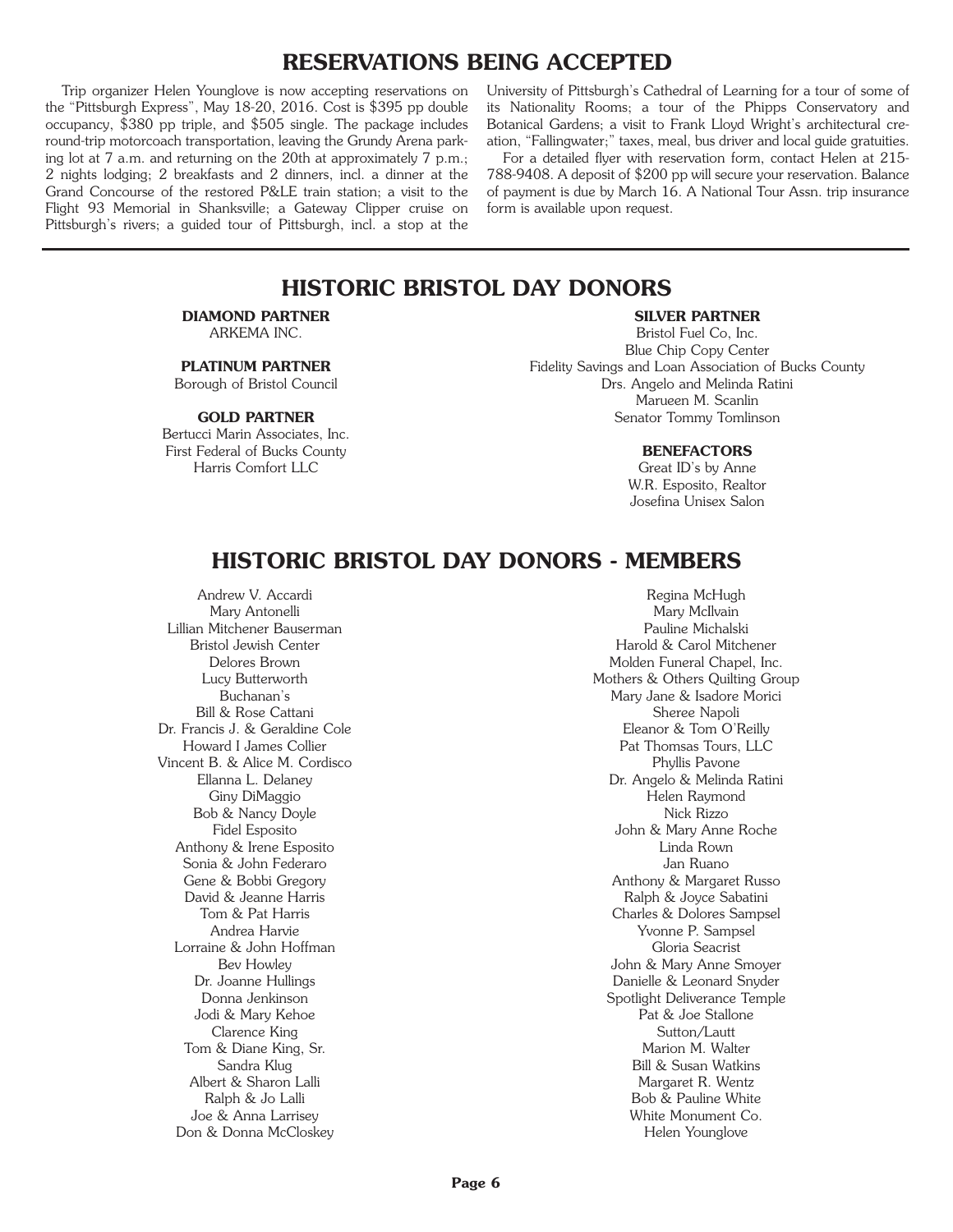# RESERVATIONS BEING ACCEPTED

Trip organizer Helen Younglove is now accepting reservations on the "Pittsburgh Express", May 18-20, 2016. Cost is $395 pp double occupancy, $380 pp triple, and $505 single. The package includes round-trip motorcoach transportation, leaving the Grundy Arena parking lot at 7 a.m. and returning on the 20th at approximately 7 p.m.; 2 nights lodging; 2 breakfasts and 2 dinners, incl. a dinner at the Grand Concourse of the restored P&LE train station; a visit to the Flight 93 Memorial in Shanksville; a Gateway Clipper cruise on Pittsburgh's rivers; a guided tour of Pittsburgh, incl. a stop at the University of Pittsburgh's Cathedral of Learning for a tour of some of its Nationality Rooms; a tour of the Phipps Conservatory and Botanical Gardens; a visit to Frank Lloyd Wright's architectural creation, "Fallingwater;" taxes, meal, bus driver and local guide gratuities.

For a detailed flyer with reservation form, contact Helen at 215-788-9408. A deposit of $200 pp will secure your reservation. Balance of payment is due by March 16. A National Tour Assn. trip insurance form is available upon request.

# HISTORIC BRISTOL DAY DONORS

**DIAMOND PARTNER**
ARKEMA INC.

**PLATINUM PARTNER**
Borough of Bristol Council

**GOLD PARTNER**
Bertucci Marin Associates, Inc.
First Federal of Bucks County
Harris Comfort LLC

**SILVER PARTNER**
Bristol Fuel Co, Inc.
Blue Chip Copy Center
Fidelity Savings and Loan Association of Bucks County
Drs. Angelo and Melinda Ratini
Marueen M. Scanlin
Senator Tommy Tomlinson

**BENEFACTORS**
Great ID's by Anne
W.R. Esposito, Realtor
Josefina Unisex Salon

# HISTORIC BRISTOL DAY DONORS - MEMBERS

Andrew V. Accardi
Mary Antonelli
Lillian Mitchener Bauserman
Bristol Jewish Center
Delores Brown
Lucy Butterworth
Buchanan's
Bill & Rose Cattani
Dr. Francis J. & Geraldine Cole
Howard I James Collier
Vincent B. & Alice M. Cordisco
Ellanna L. Delaney
Giny DiMaggio
Bob & Nancy Doyle
Fidel Esposito
Anthony & Irene Esposito
Sonia & John Federaro
Gene & Bobbi Gregory
David & Jeanne Harris
Tom & Pat Harris
Andrea Harvie
Lorraine & John Hoffman
Bev Howley
Dr. Joanne Hullings
Donna Jenkinson
Jodi & Mary Kehoe
Clarence King
Tom & Diane King, Sr.
Sandra Klug
Albert & Sharon Lalli
Ralph & Jo Lalli
Joe & Anna Larrisey
Don & Donna McCloskey
Regina McHugh
Mary McIlvain
Pauline Michalski
Harold & Carol Mitchener
Molden Funeral Chapel, Inc.
Mothers & Others Quilting Group
Mary Jane & Isadore Morici
Sheree Napoli
Eleanor & Tom O'Reilly
Pat Thomsas Tours, LLC
Phyllis Pavone
Dr. Angelo & Melinda Ratini
Helen Raymond
Nick Rizzo
John & Mary Anne Roche
Linda Rown
Jan Ruano
Anthony & Margaret Russo
Ralph & Joyce Sabatini
Charles & Dolores Sampsel
Yvonne P. Sampsel
Gloria Seacrist
John & Mary Anne Smoyer
Danielle & Leonard Snyder
Spotlight Deliverance Temple
Pat & Joe Stallone
Sutton/Lautt
Marion M. Walter
Bill & Susan Watkins
Margaret R. Wentz
Bob & Pauline White
White Monument Co.
Helen Younglove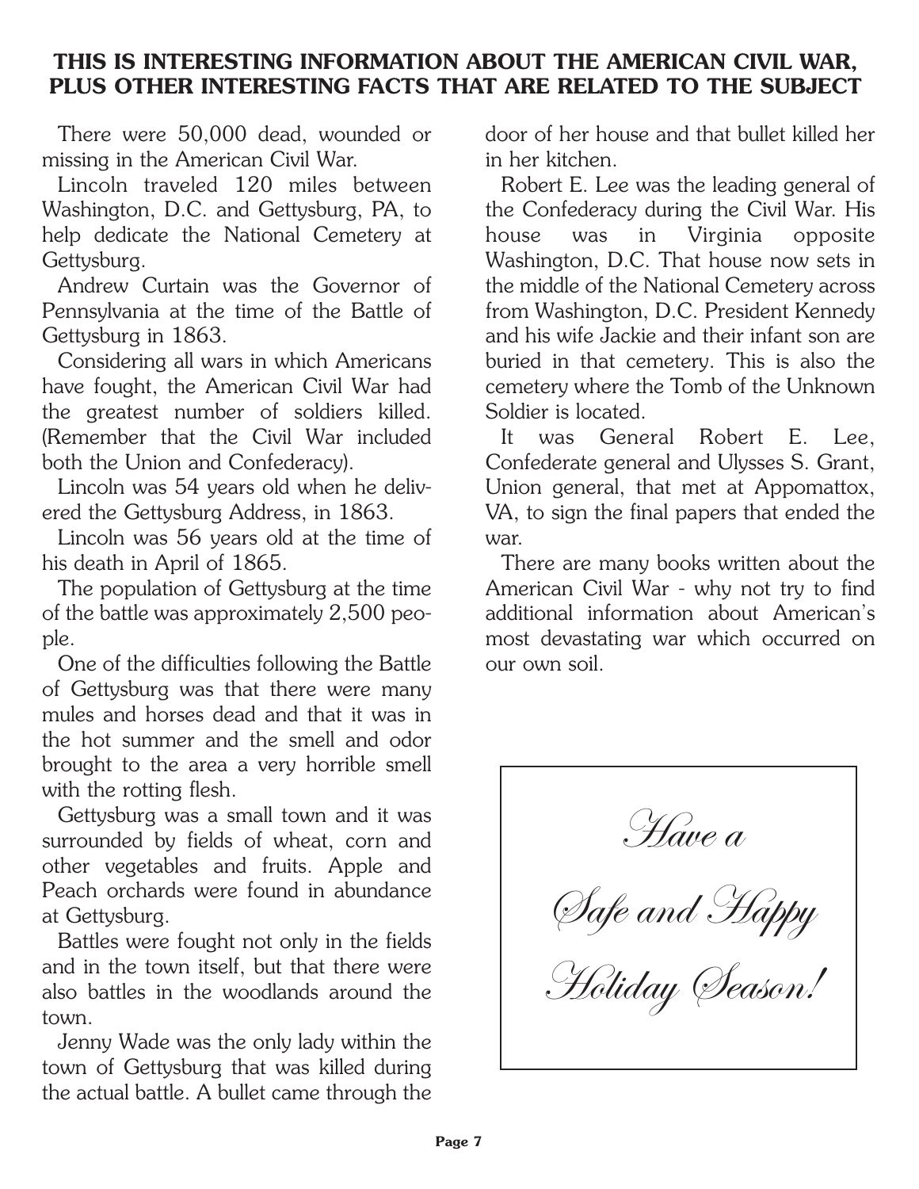## THIS IS INTERESTING INFORMATION ABOUT THE AMERICAN CIVIL WAR, PLUS OTHER INTERESTING FACTS THAT ARE RELATED TO THE SUBJECT

There were 50,000 dead, wounded or missing in the American Civil War.

Lincoln traveled 120 miles between Washington, D.C. and Gettysburg, PA, to help dedicate the National Cemetery at Gettysburg.

Andrew Curtain was the Governor of Pennsylvania at the time of the Battle of Gettysburg in 1863.

Considering all wars in which Americans have fought, the American Civil War had the greatest number of soldiers killed. (Remember that the Civil War included both the Union and Confederacy).

Lincoln was 54 years old when he delivered the Gettysburg Address, in 1863.

Lincoln was 56 years old at the time of his death in April of 1865.

The population of Gettysburg at the time of the battle was approximately 2,500 people.

One of the difficulties following the Battle of Gettysburg was that there were many mules and horses dead and that it was in the hot summer and the smell and odor brought to the area a very horrible smell with the rotting flesh.

Gettysburg was a small town and it was surrounded by fields of wheat, corn and other vegetables and fruits. Apple and Peach orchards were found in abundance at Gettysburg.

Battles were fought not only in the fields and in the town itself, but that there were also battles in the woodlands around the town.

Jenny Wade was the only lady within the town of Gettysburg that was killed during the actual battle. A bullet came through the door of her house and that bullet killed her in her kitchen.

Robert E. Lee was the leading general of the Confederacy during the Civil War. His house was in Virginia opposite Washington, D.C. That house now sets in the middle of the National Cemetery across from Washington, D.C. President Kennedy and his wife Jackie and their infant son are buried in that cemetery. This is also the cemetery where the Tomb of the Unknown Soldier is located.

It was General Robert E. Lee, Confederate general and Ulysses S. Grant, Union general, that met at Appomattox, VA, to sign the final papers that ended the war.

There are many books written about the American Civil War - why not try to find additional information about American's most devastating war which occurred on our own soil.

*Have a*

*Safe and Happy*

*Holiday Season!*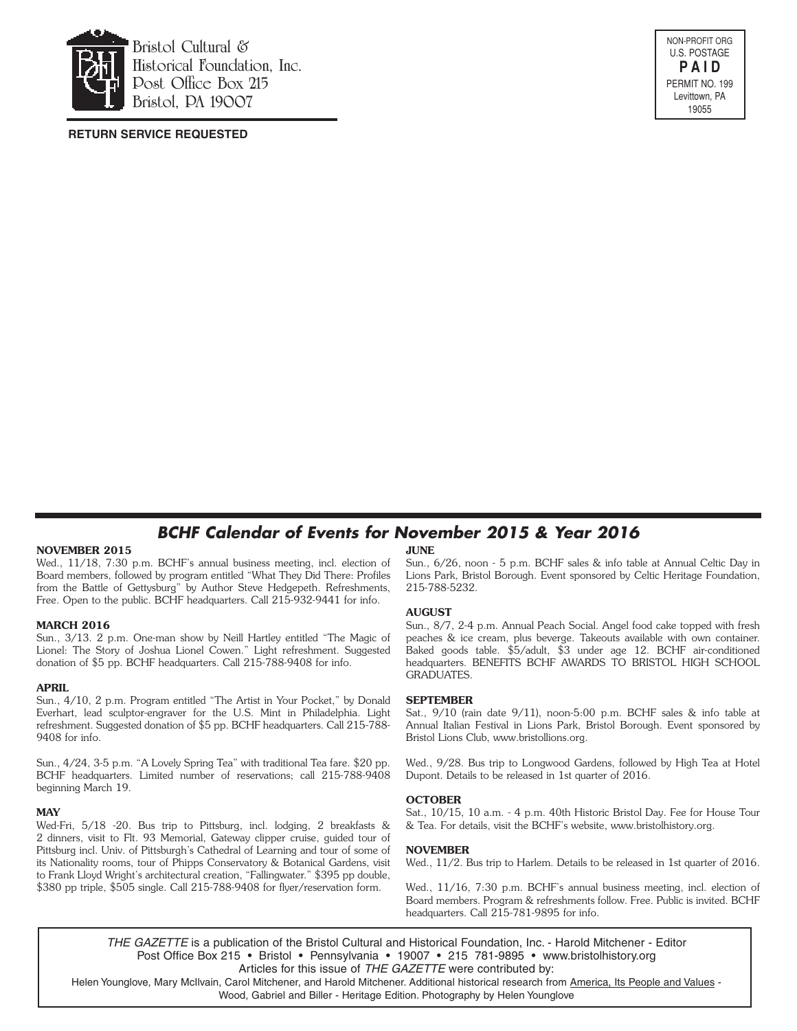Bristol Cultural & Historical Foundation, Inc.
Post Office Box 215
Bristol, PA 19007

**RETURN SERVICE REQUESTED**

NON-PROFIT ORG
U.S. POSTAGE
**PAID**
PERMIT NO. 199
Levittown, PA
19055

## *BCHF Calendar of Events for November 2015 & Year 2016*

**NOVEMBER 2015**

Wed., 11/18, 7:30 p.m. BCHF's annual business meeting, incl. election of Board members, followed by program entitled "What They Did There: Profiles from the Battle of Gettysburg" by Author Steve Hedgepeth. Refreshments, Free. Open to the public. BCHF headquarters. Call 215-932-9441 for info.

**MARCH 2016**

Sun., 3/13. 2 p.m. One-man show by Neill Hartley entitled "The Magic of Lionel: The Story of Joshua Lionel Cowen." Light refreshment. Suggested donation of $5 pp. BCHF headquarters. Call 215-788-9408 for info.

**APRIL**

Sun., 4/10, 2 p.m. Program entitled "The Artist in Your Pocket," by Donald Everhart, lead sculptor-engraver for the U.S. Mint in Philadelphia. Light refreshment. Suggested donation of $5 pp. BCHF headquarters. Call 215-788-9408 for info.

Sun., 4/24, 3-5 p.m. "A Lovely Spring Tea" with traditional Tea fare. $20 pp. BCHF headquarters. Limited number of reservations; call 215-788-9408 beginning March 19.

**MAY**

Wed-Fri, 5/18 -20. Bus trip to Pittsburg, incl. lodging, 2 breakfasts & 2 dinners, visit to Flt. 93 Memorial, Gateway clipper cruise, guided tour of Pittsburg incl. Univ. of Pittsburgh's Cathedral of Learning and tour of some of its Nationality rooms, tour of Phipps Conservatory & Botanical Gardens, visit to Frank Lloyd Wright's architectural creation, "Fallingwater." $395 pp double, $380 pp triple, $505 single. Call 215-788-9408 for flyer/reservation form.

**JUNE**

Sun., 6/26, noon - 5 p.m. BCHF sales & info table at Annual Celtic Day in Lions Park, Bristol Borough. Event sponsored by Celtic Heritage Foundation, 215-788-5232.

**AUGUST**

Sun., 8/7, 2-4 p.m. Annual Peach Social. Angel food cake topped with fresh peaches & ice cream, plus beverge. Takeouts available with own container. Baked goods table. $5/adult, $3 under age 12. BCHF air-conditioned headquarters. BENEFITS BCHF AWARDS TO BRISTOL HIGH SCHOOL GRADUATES.

**SEPTEMBER**

Sat., 9/10 (rain date 9/11), noon-5:00 p.m. BCHF sales & info table at Annual Italian Festival in Lions Park, Bristol Borough. Event sponsored by Bristol Lions Club, www.bristollions.org.

Wed., 9/28. Bus trip to Longwood Gardens, followed by High Tea at Hotel Dupont. Details to be released in 1st quarter of 2016.

**OCTOBER**

Sat., 10/15, 10 a.m. - 4 p.m. 40th Historic Bristol Day. Fee for House Tour & Tea. For details, visit the BCHF's website, www.bristolhistory.org.

**NOVEMBER**

Wed., 11/2. Bus trip to Harlem. Details to be released in 1st quarter of 2016.

Wed., 11/16, 7:30 p.m. BCHF's annual business meeting, incl. election of Board members. Program & refreshments follow. Free. Public is invited. BCHF headquarters. Call 215-781-9895 for info.

---

*THE GAZETTE* is a publication of the Bristol Cultural and Historical Foundation, Inc. - Harold Mitchener - Editor
Post Office Box 215 • Bristol • Pennsylvania • 19007 • 215 781-9895 • www.bristolhistory.org
Articles for this issue of *THE GAZETTE* were contributed by:
Helen Younglove, Mary McIlvain, Carol Mitchener, and Harold Mitchener. Additional historical research from America, Its People and Values - Wood, Gabriel and Biller - Heritage Edition. Photography by Helen Younglove